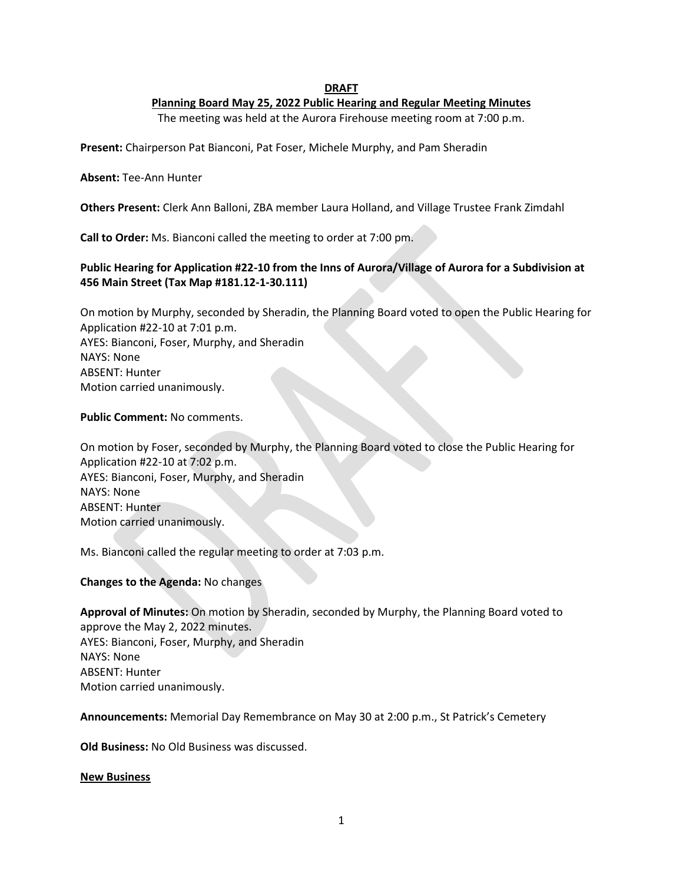**DRAFT**

**Planning Board May 25, 2022 Public Hearing and Regular Meeting Minutes**

The meeting was held at the Aurora Firehouse meeting room at 7:00 p.m.

**Present:** Chairperson Pat Bianconi, Pat Foser, Michele Murphy, and Pam Sheradin

**Absent:** Tee-Ann Hunter

**Others Present:** Clerk Ann Balloni, ZBA member Laura Holland, and Village Trustee Frank Zimdahl

**Call to Order:** Ms. Bianconi called the meeting to order at 7:00 pm.

**Public Hearing for Application #22-10 from the Inns of Aurora/Village of Aurora for a Subdivision at 456 Main Street (Tax Map #181.12-1-30.111)**

On motion by Murphy, seconded by Sheradin, the Planning Board voted to open the Public Hearing for Application #22-10 at 7:01 p.m.
AYES: Bianconi, Foser, Murphy, and Sheradin
NAYS: None
ABSENT: Hunter
Motion carried unanimously.

**Public Comment:** No comments.

On motion by Foser, seconded by Murphy, the Planning Board voted to close the Public Hearing for Application #22-10 at 7:02 p.m.
AYES: Bianconi, Foser, Murphy, and Sheradin
NAYS: None
ABSENT: Hunter
Motion carried unanimously.

Ms. Bianconi called the regular meeting to order at 7:03 p.m.

**Changes to the Agenda:** No changes

**Approval of Minutes:** On motion by Sheradin, seconded by Murphy, the Planning Board voted to approve the May 2, 2022 minutes.
AYES: Bianconi, Foser, Murphy, and Sheradin
NAYS: None
ABSENT: Hunter
Motion carried unanimously.

**Announcements:** Memorial Day Remembrance on May 30 at 2:00 p.m., St Patrick's Cemetery

**Old Business:** No Old Business was discussed.

**New Business**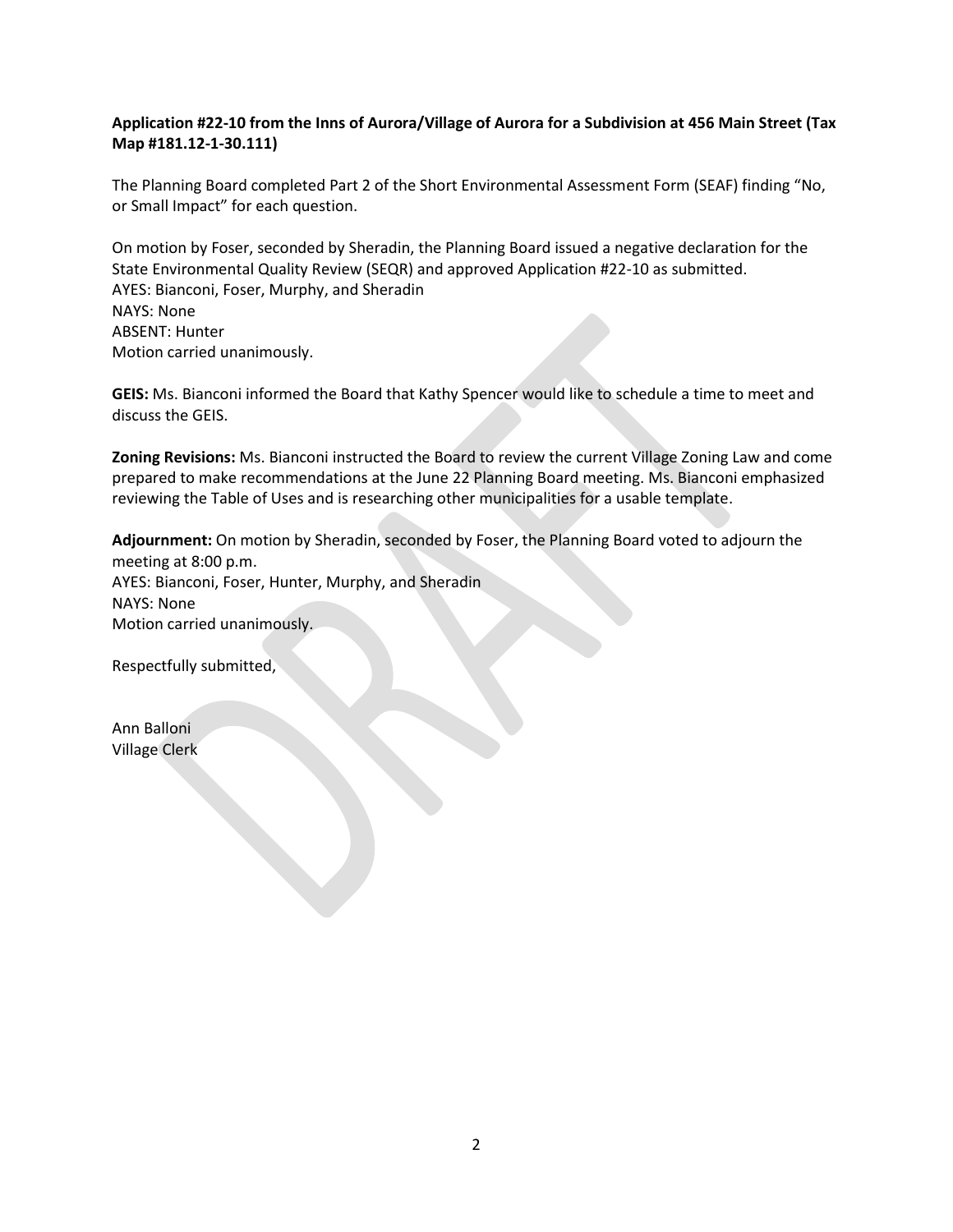**Application #22-10 from the Inns of Aurora/Village of Aurora for a Subdivision at 456 Main Street (Tax Map #181.12-1-30.111)**

The Planning Board completed Part 2 of the Short Environmental Assessment Form (SEAF) finding "No, or Small Impact" for each question.

On motion by Foser, seconded by Sheradin, the Planning Board issued a negative declaration for the State Environmental Quality Review (SEQR) and approved Application #22-10 as submitted.
AYES: Bianconi, Foser, Murphy, and Sheradin
NAYS: None
ABSENT: Hunter
Motion carried unanimously.

**GEIS:** Ms. Bianconi informed the Board that Kathy Spencer would like to schedule a time to meet and discuss the GEIS.

**Zoning Revisions:** Ms. Bianconi instructed the Board to review the current Village Zoning Law and come prepared to make recommendations at the June 22 Planning Board meeting. Ms. Bianconi emphasized reviewing the Table of Uses and is researching other municipalities for a usable template.

**Adjournment:** On motion by Sheradin, seconded by Foser, the Planning Board voted to adjourn the meeting at 8:00 p.m.
AYES: Bianconi, Foser, Hunter, Murphy, and Sheradin
NAYS: None
Motion carried unanimously.

Respectfully submitted,

Ann Balloni
Village Clerk